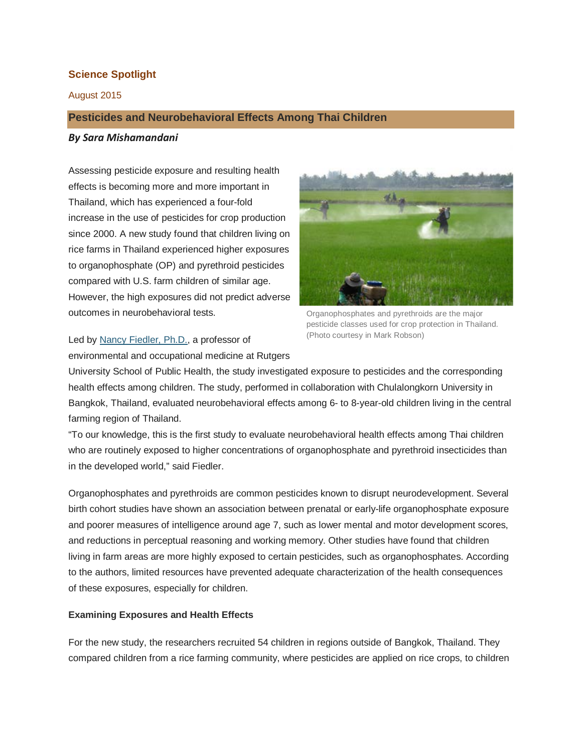**Science Spotlight**

August 2015

## Pesticides and Neurobehavioral Effects Among Thai Children

***By Sara Mishamandani***

Assessing pesticide exposure and resulting health effects is becoming more and more important in Thailand, which has experienced a four-fold increase in the use of pesticides for crop production since 2000. A new study found that children living on rice farms in Thailand experienced higher exposures to organophosphate (OP) and pyrethroid pesticides compared with U.S. farm children of similar age. However, the high exposures did not predict adverse outcomes in neurobehavioral tests.

Organophosphates and pyrethroids are the major pesticide classes used for crop protection in Thailand. (Photo courtesy in Mark Robson)

Led by [Nancy Fiedler, Ph.D.](), a professor of environmental and occupational medicine at Rutgers University School of Public Health, the study investigated exposure to pesticides and the corresponding health effects among children. The study, performed in collaboration with Chulalongkorn University in Bangkok, Thailand, evaluated neurobehavioral effects among 6- to 8-year-old children living in the central farming region of Thailand.

"To our knowledge, this is the first study to evaluate neurobehavioral health effects among Thai children who are routinely exposed to higher concentrations of organophosphate and pyrethroid insecticides than in the developed world," said Fiedler.

Organophosphates and pyrethroids are common pesticides known to disrupt neurodevelopment. Several birth cohort studies have shown an association between prenatal or early-life organophosphate exposure and poorer measures of intelligence around age 7, such as lower mental and motor development scores, and reductions in perceptual reasoning and working memory. Other studies have found that children living in farm areas are more highly exposed to certain pesticides, such as organophosphates. According to the authors, limited resources have prevented adequate characterization of the health consequences of these exposures, especially for children.

**Examining Exposures and Health Effects**

For the new study, the researchers recruited 54 children in regions outside of Bangkok, Thailand. They compared children from a rice farming community, where pesticides are applied on rice crops, to children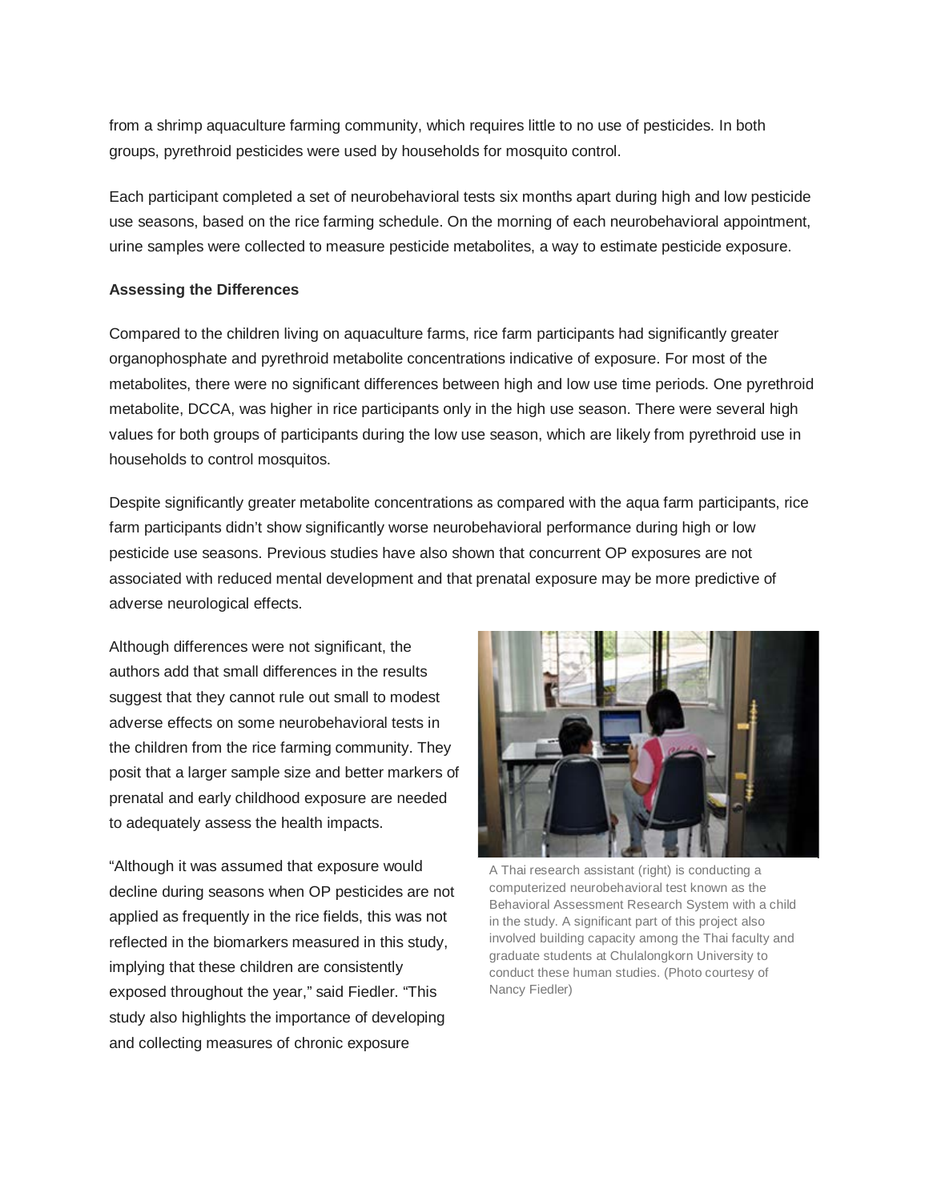from a shrimp aquaculture farming community, which requires little to no use of pesticides. In both groups, pyrethroid pesticides were used by households for mosquito control.

Each participant completed a set of neurobehavioral tests six months apart during high and low pesticide use seasons, based on the rice farming schedule. On the morning of each neurobehavioral appointment, urine samples were collected to measure pesticide metabolites, a way to estimate pesticide exposure.

**Assessing the Differences**

Compared to the children living on aquaculture farms, rice farm participants had significantly greater organophosphate and pyrethroid metabolite concentrations indicative of exposure. For most of the metabolites, there were no significant differences between high and low use time periods. One pyrethroid metabolite, DCCA, was higher in rice participants only in the high use season. There were several high values for both groups of participants during the low use season, which are likely from pyrethroid use in households to control mosquitos.

Despite significantly greater metabolite concentrations as compared with the aqua farm participants, rice farm participants didn't show significantly worse neurobehavioral performance during high or low pesticide use seasons. Previous studies have also shown that concurrent OP exposures are not associated with reduced mental development and that prenatal exposure may be more predictive of adverse neurological effects.

Although differences were not significant, the authors add that small differences in the results suggest that they cannot rule out small to modest adverse effects on some neurobehavioral tests in the children from the rice farming community. They posit that a larger sample size and better markers of prenatal and early childhood exposure are needed to adequately assess the health impacts.

A Thai research assistant (right) is conducting a computerized neurobehavioral test known as the Behavioral Assessment Research System with a child in the study. A significant part of this project also involved building capacity among the Thai faculty and graduate students at Chulalongkorn University to conduct these human studies. (Photo courtesy of Nancy Fiedler)

"Although it was assumed that exposure would decline during seasons when OP pesticides are not applied as frequently in the rice fields, this was not reflected in the biomarkers measured in this study, implying that these children are consistently exposed throughout the year," said Fiedler. "This study also highlights the importance of developing and collecting measures of chronic exposure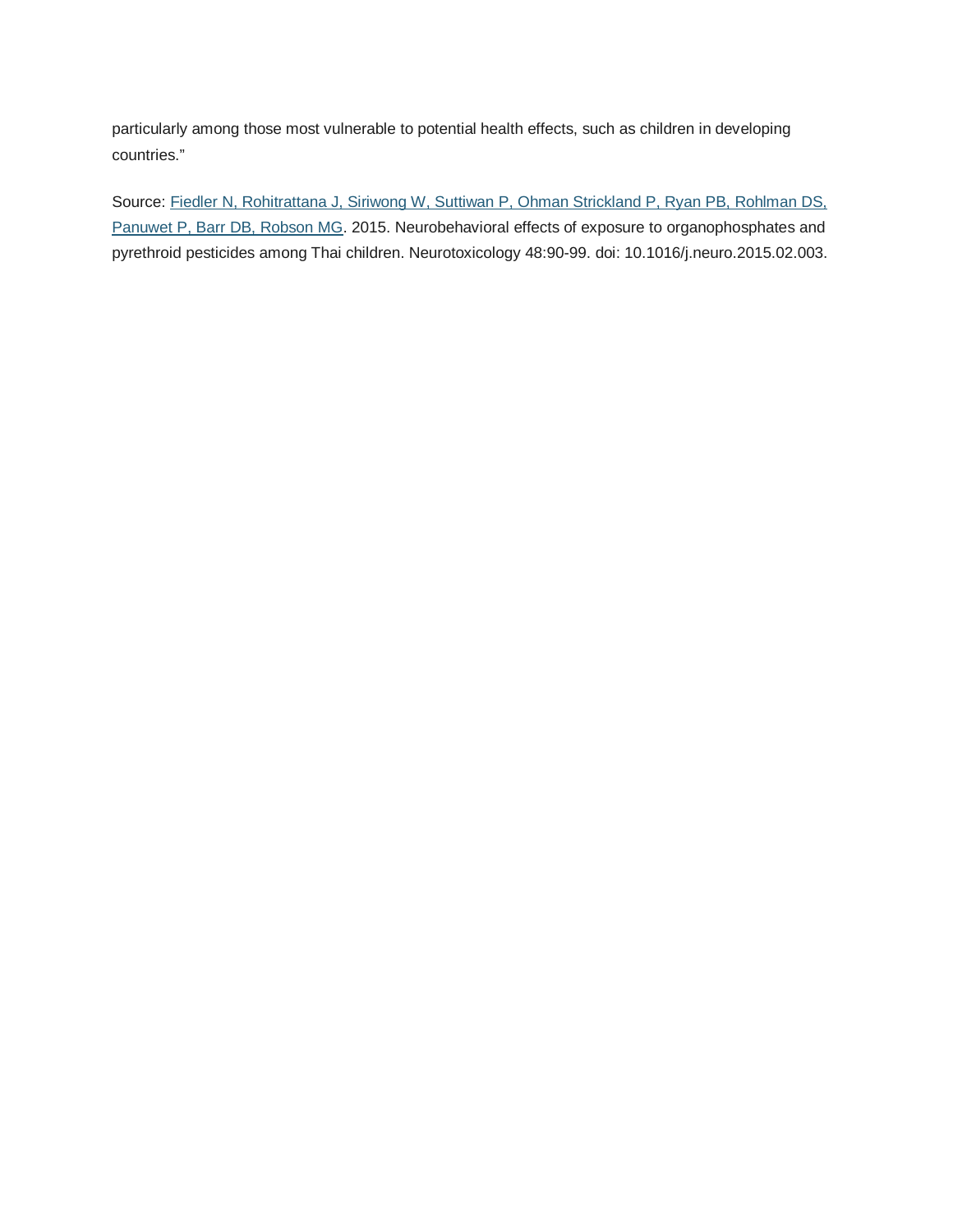particularly among those most vulnerable to potential health effects, such as children in developing countries."

Source: Fiedler N, Rohitrattana J, Siriwong W, Suttiwan P, Ohman Strickland P, Ryan PB, Rohlman DS, Panuwet P, Barr DB, Robson MG. 2015. Neurobehavioral effects of exposure to organophosphates and pyrethroid pesticides among Thai children. Neurotoxicology 48:90-99. doi: 10.1016/j.neuro.2015.02.003.